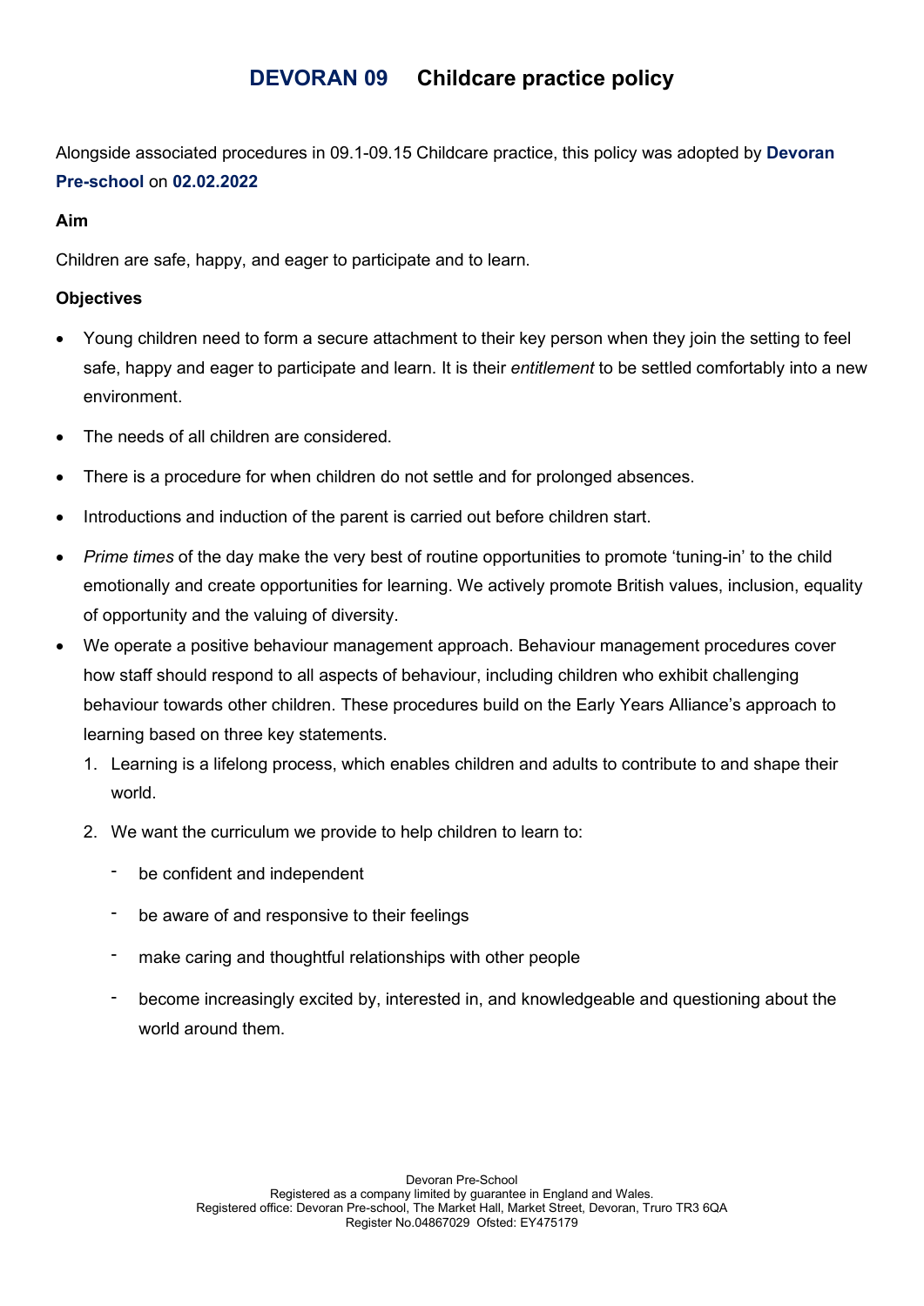# **DEVORAN 09** Childcare practice policy

Alongside associated procedures in 09.1-09.15 Childcare practice, this policy was adopted by **Devoran Pre-school** on **02.02.2022**

**Aim**

Children are safe, happy, and eager to participate and to learn.

**Objectives**

- Young children need to form a secure attachment to their key person when they join the setting to feel safe, happy and eager to participate and learn. It is their *entitlement* to be settled comfortably into a new environment.
- The needs of all children are considered.
- There is a procedure for when children do not settle and for prolonged absences.
- Introductions and induction of the parent is carried out before children start.
- *Prime times* of the day make the very best of routine opportunities to promote 'tuning-in' to the child emotionally and create opportunities for learning. We actively promote British values, inclusion, equality of opportunity and the valuing of diversity.
- We operate a positive behaviour management approach. Behaviour management procedures cover how staff should respond to all aspects of behaviour, including children who exhibit challenging behaviour towards other children. These procedures build on the Early Years Alliance's approach to learning based on three key statements.
  1. Learning is a lifelong process, which enables children and adults to contribute to and shape their world.
  2. We want the curriculum we provide to help children to learn to:
     - be confident and independent
     - be aware of and responsive to their feelings
     - make caring and thoughtful relationships with other people
     - become increasingly excited by, interested in, and knowledgeable and questioning about the world around them.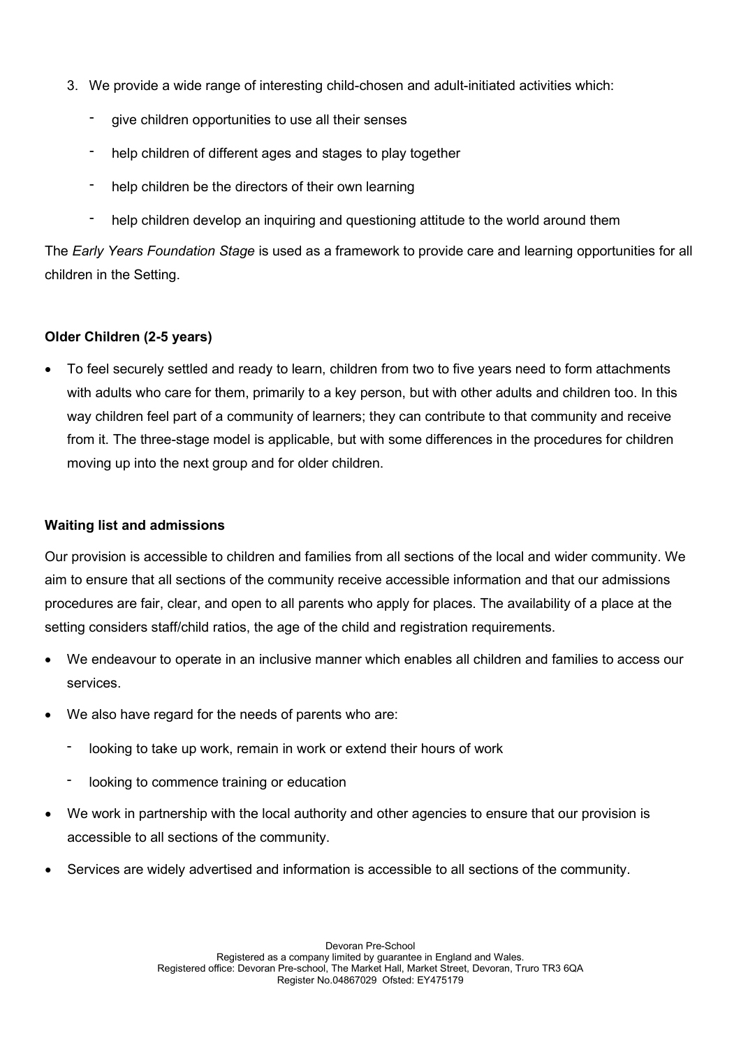3. We provide a wide range of interesting child-chosen and adult-initiated activities which:
   - give children opportunities to use all their senses
   - help children of different ages and stages to play together
   - help children be the directors of their own learning
   - help children develop an inquiring and questioning attitude to the world around them

The *Early Years Foundation Stage* is used as a framework to provide care and learning opportunities for all children in the Setting.

**Older Children (2-5 years)**

- To feel securely settled and ready to learn, children from two to five years need to form attachments with adults who care for them, primarily to a key person, but with other adults and children too. In this way children feel part of a community of learners; they can contribute to that community and receive from it. The three-stage model is applicable, but with some differences in the procedures for children moving up into the next group and for older children.

**Waiting list and admissions**

Our provision is accessible to children and families from all sections of the local and wider community. We aim to ensure that all sections of the community receive accessible information and that our admissions procedures are fair, clear, and open to all parents who apply for places. The availability of a place at the setting considers staff/child ratios, the age of the child and registration requirements.

- We endeavour to operate in an inclusive manner which enables all children and families to access our services.
- We also have regard for the needs of parents who are:
  - looking to take up work, remain in work or extend their hours of work
  - looking to commence training or education
- We work in partnership with the local authority and other agencies to ensure that our provision is accessible to all sections of the community.
- Services are widely advertised and information is accessible to all sections of the community.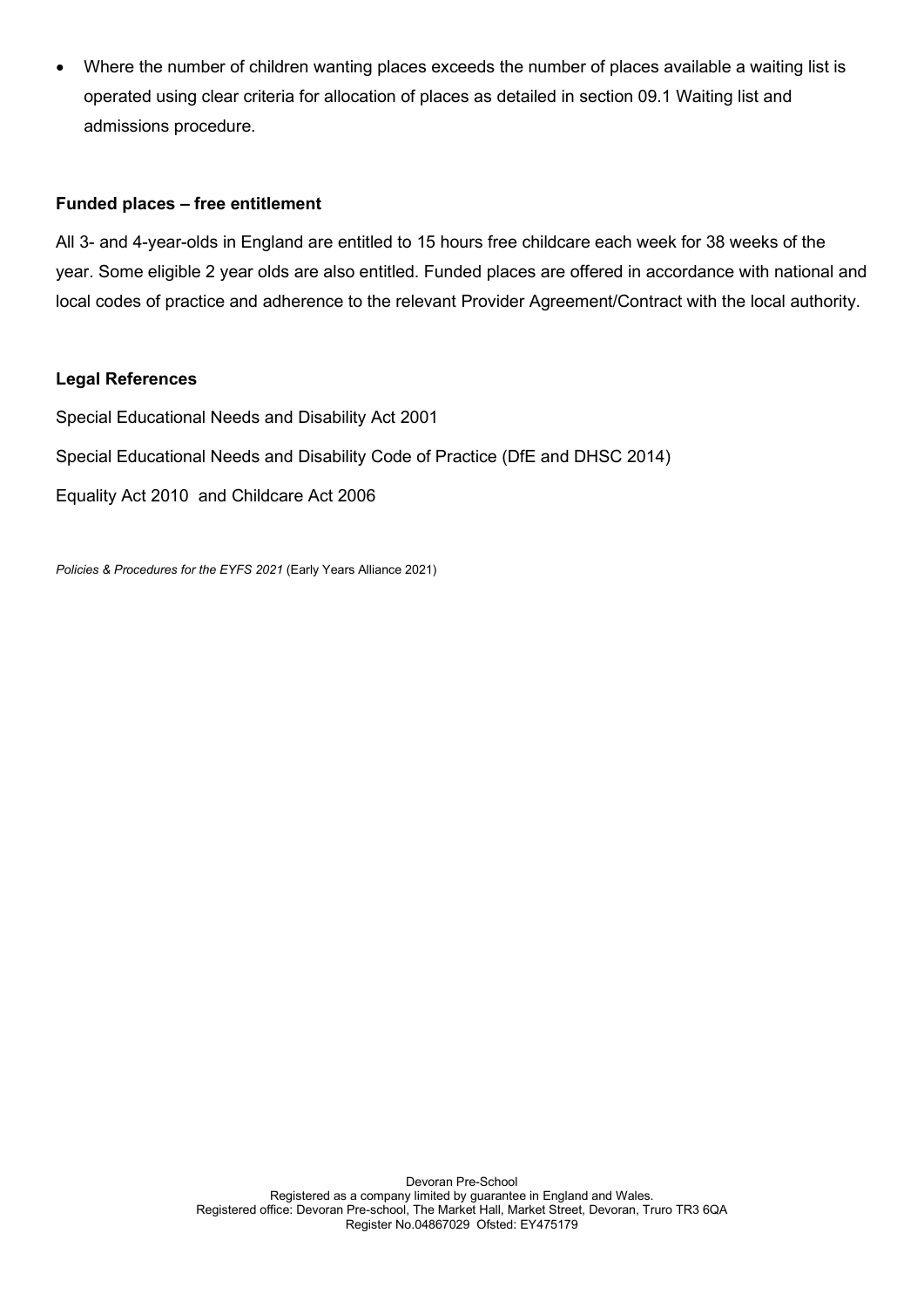- Where the number of children wanting places exceeds the number of places available a waiting list is operated using clear criteria for allocation of places as detailed in section 09.1 Waiting list and admissions procedure.

**Funded places – free entitlement**

All 3- and 4-year-olds in England are entitled to 15 hours free childcare each week for 38 weeks of the year. Some eligible 2 year olds are also entitled. Funded places are offered in accordance with national and local codes of practice and adherence to the relevant Provider Agreement/Contract with the local authority.

**Legal References**

Special Educational Needs and Disability Act 2001

Special Educational Needs and Disability Code of Practice (DfE and DHSC 2014)

Equality Act 2010 and Childcare Act 2006

*Policies & Procedures for the EYFS 2021* (Early Years Alliance 2021)